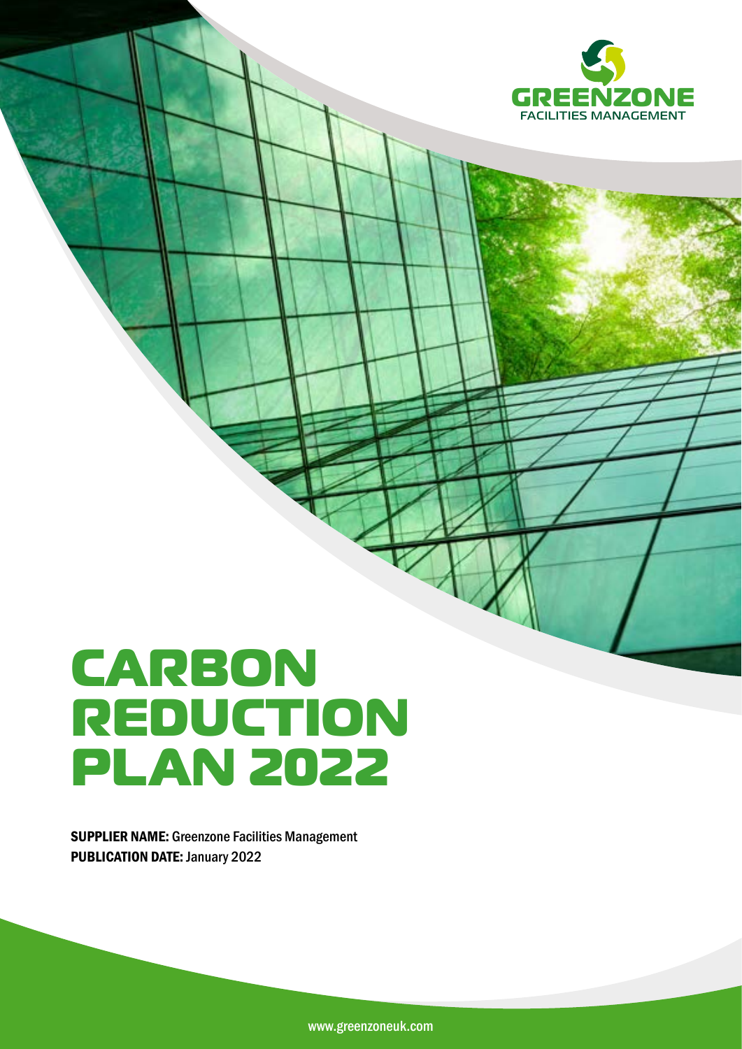GREENZONE
FACILITIES MANAGEMENT

# CARBON REDUCTION PLAN 2022

**SUPPLIER NAME:** Greenzone Facilities Management
**PUBLICATION DATE:** January 2022

www.greenzoneuk.com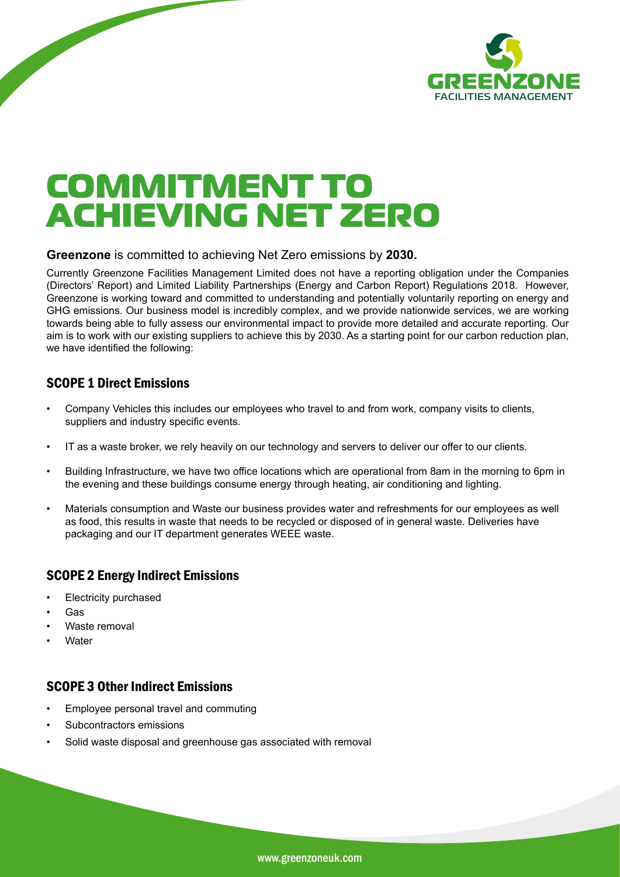# COMMITMENT TO ACHIEVING NET ZERO

**Greenzone** is committed to achieving Net Zero emissions by **2030.**

Currently Greenzone Facilities Management Limited does not have a reporting obligation under the Companies (Directors' Report) and Limited Liability Partnerships (Energy and Carbon Report) Regulations 2018. However, Greenzone is working toward and committed to understanding and potentially voluntarily reporting on energy and GHG emissions. Our business model is incredibly complex, and we provide nationwide services, we are working towards being able to fully assess our environmental impact to provide more detailed and accurate reporting. Our aim is to work with our existing suppliers to achieve this by 2030. As a starting point for our carbon reduction plan, we have identified the following:

## SCOPE 1 Direct Emissions

- Company Vehicles this includes our employees who travel to and from work, company visits to clients, suppliers and industry specific events.
- IT as a waste broker, we rely heavily on our technology and servers to deliver our offer to our clients.
- Building Infrastructure, we have two office locations which are operational from 8am in the morning to 6pm in the evening and these buildings consume energy through heating, air conditioning and lighting.
- Materials consumption and Waste our business provides water and refreshments for our employees as well as food, this results in waste that needs to be recycled or disposed of in general waste. Deliveries have packaging and our IT department generates WEEE waste.

## SCOPE 2 Energy Indirect Emissions

- Electricity purchased
- Gas
- Waste removal
- Water

## SCOPE 3 Other Indirect Emissions

- Employee personal travel and commuting
- Subcontractors emissions
- Solid waste disposal and greenhouse gas associated with removal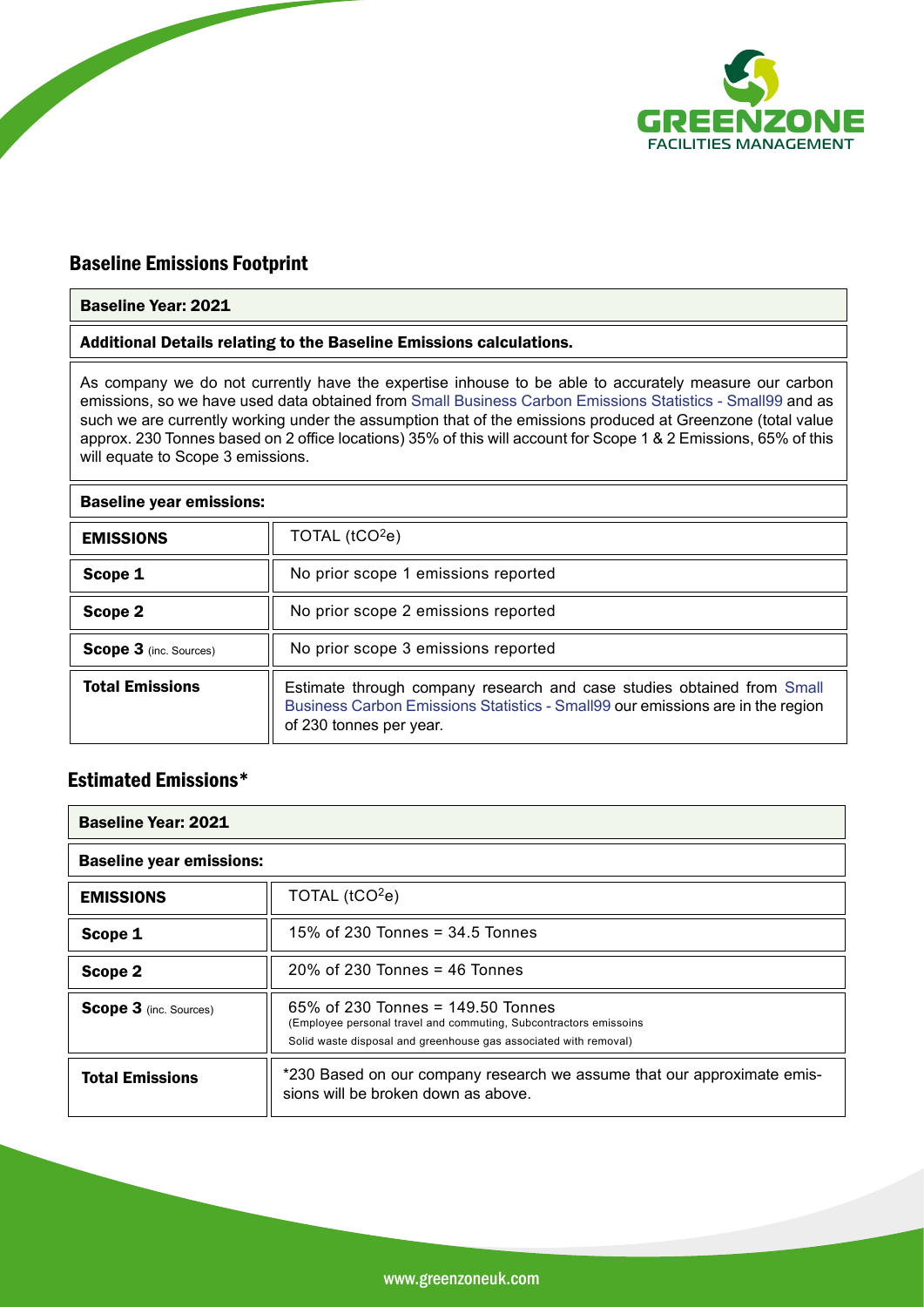## Baseline Emissions Footprint

| Baseline Year: 2021 | |
|---|---|
| **Additional Details relating to the Baseline Emissions calculations.** | |
| As company we do not currently have the expertise inhouse to be able to accurately measure our carbon emissions, so we have used data obtained from Small Business Carbon Emissions Statistics - Small99 and as such we are currently working under the assumption that of the emissions produced at Greenzone (total value approx. 230 Tonnes based on 2 office locations) 35% of this will account for Scope 1 & 2 Emissions, 65% of this will equate to Scope 3 emissions. | |
| **Baseline year emissions:** | |
| **EMISSIONS** | TOTAL ($tCO^2e$) |
| **Scope 1** | No prior scope 1 emissions reported |
| **Scope 2** | No prior scope 2 emissions reported |
| **Scope 3** (inc. Sources) | No prior scope 3 emissions reported |
| **Total Emissions** | Estimate through company research and case studies obtained from Small Business Carbon Emissions Statistics - Small99 our emissions are in the region of 230 tonnes per year. |

## Estimated Emissions*

| Baseline Year: 2021 | |
|---|---|
| **Baseline year emissions:** | |
| **EMISSIONS** | TOTAL ($tCO^2e$) |
| **Scope 1** | 15% of 230 Tonnes = 34.5 Tonnes |
| **Scope 2** | 20% of 230 Tonnes = 46 Tonnes |
| **Scope 3** (inc. Sources) | 65% of 230 Tonnes = 149.50 Tonnes (Employee personal travel and commuting, Subcontractors emissoins Solid waste disposal and greenhouse gas associated with removal) |
| **Total Emissions** | *230 Based on our company research we assume that our approximate emissions will be broken down as above. |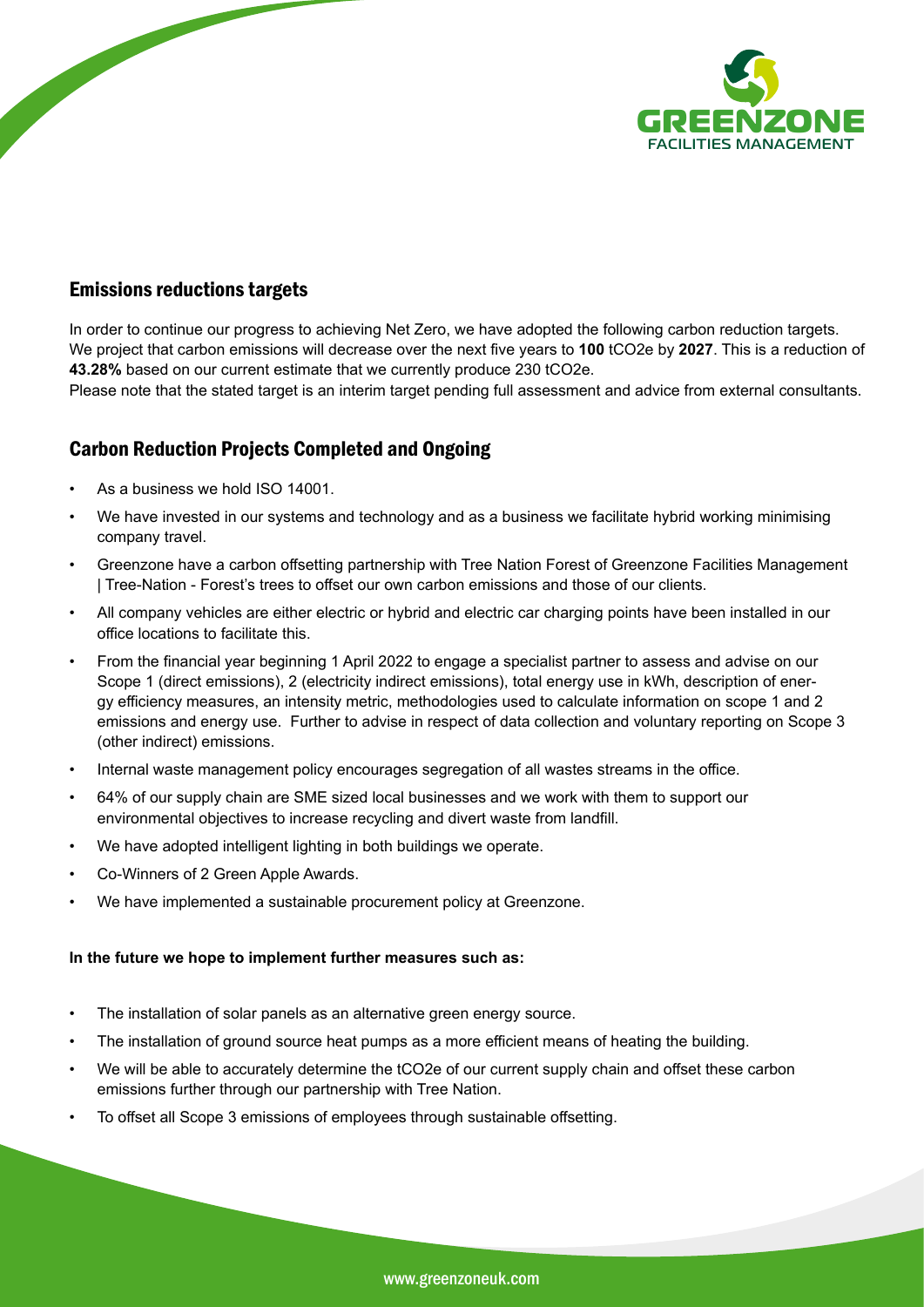## Emissions reductions targets

In order to continue our progress to achieving Net Zero, we have adopted the following carbon reduction targets. We project that carbon emissions will decrease over the next five years to **100** tCO2e by **2027**. This is a reduction of **43.28%** based on our current estimate that we currently produce 230 tCO2e.

Please note that the stated target is an interim target pending full assessment and advice from external consultants.

## Carbon Reduction Projects Completed and Ongoing

- As a business we hold ISO 14001.
- We have invested in our systems and technology and as a business we facilitate hybrid working minimising company travel.
- Greenzone have a carbon offsetting partnership with Tree Nation Forest of Greenzone Facilities Management | Tree-Nation - Forest's trees to offset our own carbon emissions and those of our clients.
- All company vehicles are either electric or hybrid and electric car charging points have been installed in our office locations to facilitate this.
- From the financial year beginning 1 April 2022 to engage a specialist partner to assess and advise on our Scope 1 (direct emissions), 2 (electricity indirect emissions), total energy use in kWh, description of energy efficiency measures, an intensity metric, methodologies used to calculate information on scope 1 and 2 emissions and energy use. Further to advise in respect of data collection and voluntary reporting on Scope 3 (other indirect) emissions.
- Internal waste management policy encourages segregation of all wastes streams in the office.
- 64% of our supply chain are SME sized local businesses and we work with them to support our environmental objectives to increase recycling and divert waste from landfill.
- We have adopted intelligent lighting in both buildings we operate.
- Co-Winners of 2 Green Apple Awards.
- We have implemented a sustainable procurement policy at Greenzone.

**In the future we hope to implement further measures such as:**

- The installation of solar panels as an alternative green energy source.
- The installation of ground source heat pumps as a more efficient means of heating the building.
- We will be able to accurately determine the tCO2e of our current supply chain and offset these carbon emissions further through our partnership with Tree Nation.
- To offset all Scope 3 emissions of employees through sustainable offsetting.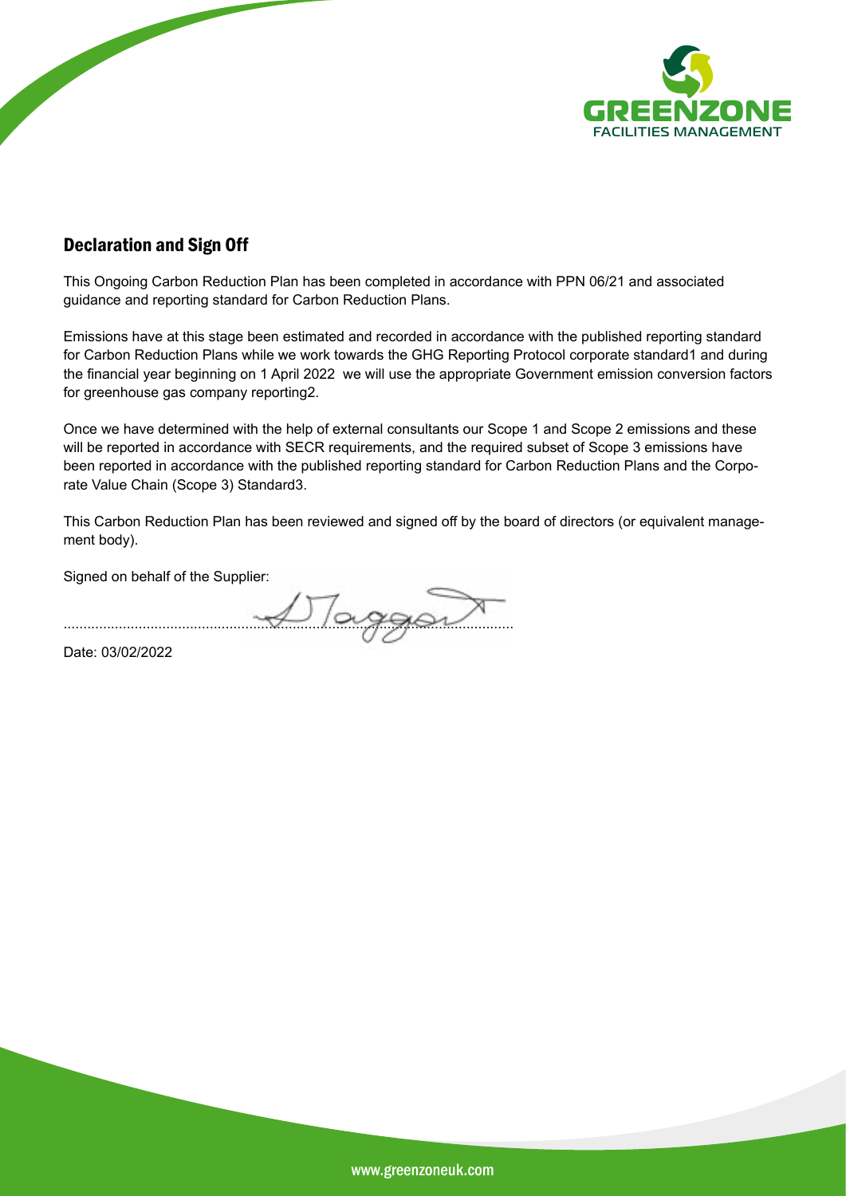## Declaration and Sign Off

This Ongoing Carbon Reduction Plan has been completed in accordance with PPN 06/21 and associated guidance and reporting standard for Carbon Reduction Plans.

Emissions have at this stage been estimated and recorded in accordance with the published reporting standard for Carbon Reduction Plans while we work towards the GHG Reporting Protocol corporate standard1 and during the financial year beginning on 1 April 2022 we will use the appropriate Government emission conversion factors for greenhouse gas company reporting2.

Once we have determined with the help of external consultants our Scope 1 and Scope 2 emissions and these will be reported in accordance with SECR requirements, and the required subset of Scope 3 emissions have been reported in accordance with the published reporting standard for Carbon Reduction Plans and the Corporate Value Chain (Scope 3) Standard3.

This Carbon Reduction Plan has been reviewed and signed off by the board of directors (or equivalent management body).

Signed on behalf of the Supplier:

...................................................................................................................................

Date: 03/02/2022